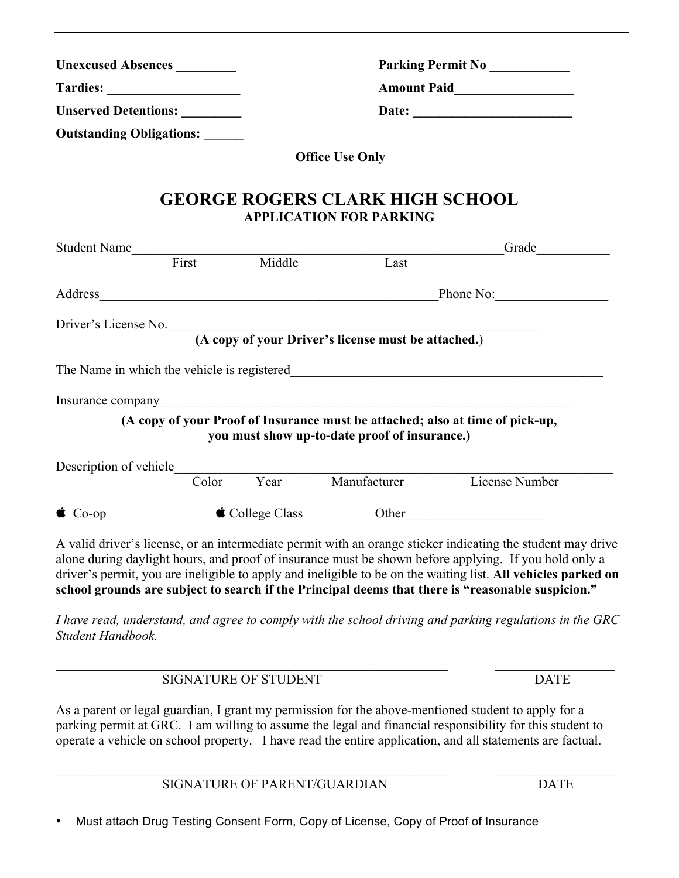| | |
|---|---|
| **Unexcused Absences _________** | **Parking Permit No ____________** |
| **Tardies: ____________________** | **Amount Paid__________________** |
| **Unserved Detentions: _________** | **Date: ________________________** |
| **Outstanding Obligations: ______** | |

**Office Use Only**

# GEORGE ROGERS CLARK HIGH SCHOOL

## APPLICATION FOR PARKING

Student Name_________________________________________________________Grade___________
First Middle Last

Address____________________________________________________Phone No:_________________

Driver's License No.________________________________________________________

**(A copy of your Driver's license must be attached.)**

The Name in which the vehicle is registered_______________________________________________

Insurance company______________________________________________________________

**(A copy of your Proof of Insurance must be attached; also at time of pick-up, you must show up-to-date proof of insurance.)**

Description of vehicle____________________________________________________________________
Color Year Manufacturer License Number

- Co-op
- College Class
- Other_____________________

A valid driver's license, or an intermediate permit with an orange sticker indicating the student may drive alone during daylight hours, and proof of insurance must be shown before applying. If you hold only a driver's permit, you are ineligible to apply and ineligible to be on the waiting list. **All vehicles parked on school grounds are subject to search if the Principal deems that there is "reasonable suspicion."**

*I have read, understand, and agree to comply with the school driving and parking regulations in the GRC Student Handbook.*

_____________________________________________________________ __________________
SIGNATURE OF STUDENT DATE

As a parent or legal guardian, I grant my permission for the above-mentioned student to apply for a parking permit at GRC. I am willing to assume the legal and financial responsibility for this student to operate a vehicle on school property. I have read the entire application, and all statements are factual.

_____________________________________________________________ __________________
SIGNATURE OF PARENT/GUARDIAN DATE

- Must attach Drug Testing Consent Form, Copy of License, Copy of Proof of Insurance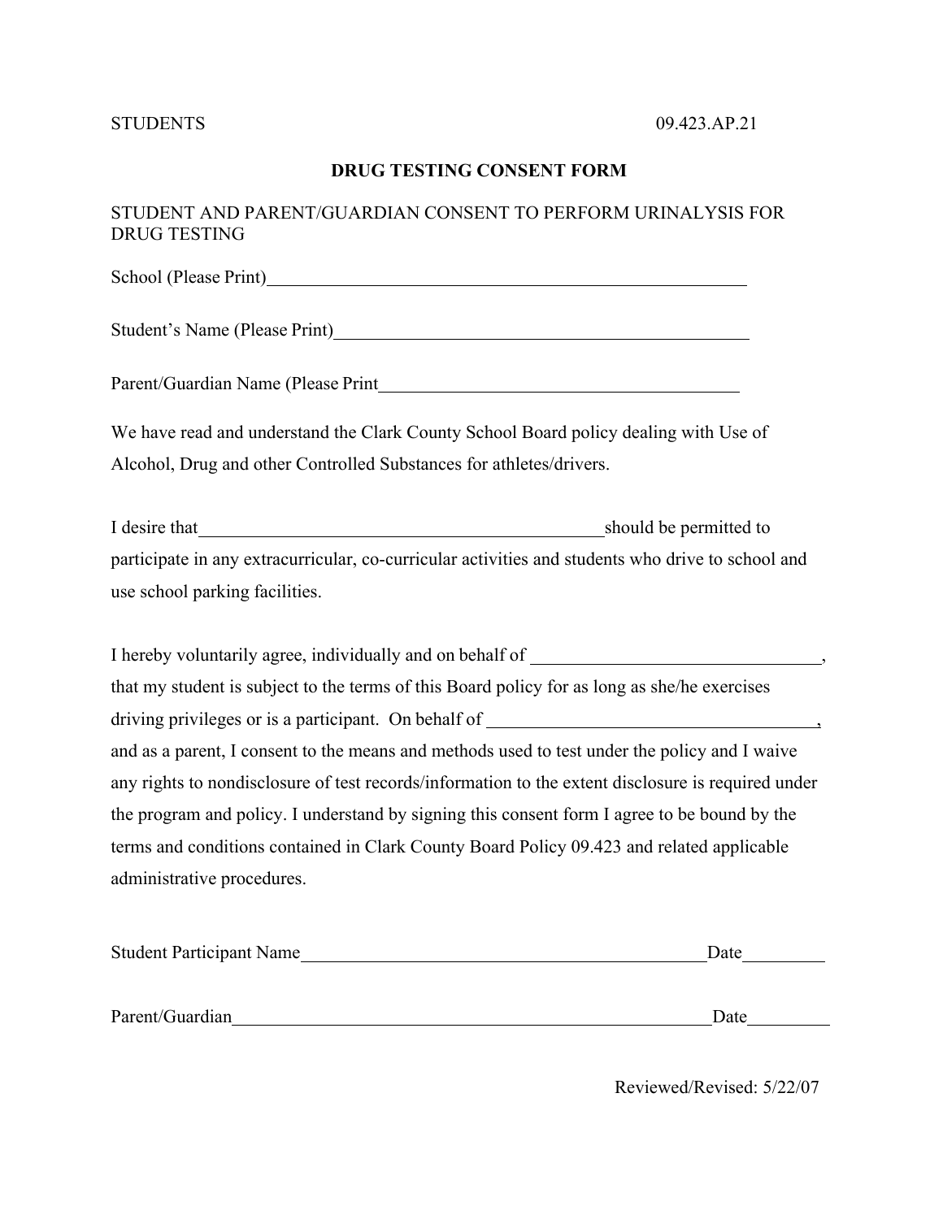STUDENTS 09.423.AP.21

**DRUG TESTING CONSENT FORM**

STUDENT AND PARENT/GUARDIAN CONSENT TO PERFORM URINALYSIS FOR DRUG TESTING

School (Please Print)________________________________________________

Student's Name (Please Print)_________________________________________

Parent/Guardian Name (Please Print_____________________________________

We have read and understand the Clark County School Board policy dealing with Use of Alcohol, Drug and other Controlled Substances for athletes/drivers.

I desire that_________________________________________should be permitted to participate in any extracurricular, co-curricular activities and students who drive to school and use school parking facilities.

I hereby voluntarily agree, individually and on behalf of ______________________________, that my student is subject to the terms of this Board policy for as long as she/he exercises driving privileges or is a participant. On behalf of __________________________________, and as a parent, I consent to the means and methods used to test under the policy and I waive any rights to nondisclosure of test records/information to the extent disclosure is required under the program and policy. I understand by signing this consent form I agree to be bound by the terms and conditions contained in Clark County Board Policy 09.423 and related applicable administrative procedures.

Student Participant Name_____________________________________________Date_________

Parent/Guardian____________________________________________________Date_________

Reviewed/Revised: 5/22/07